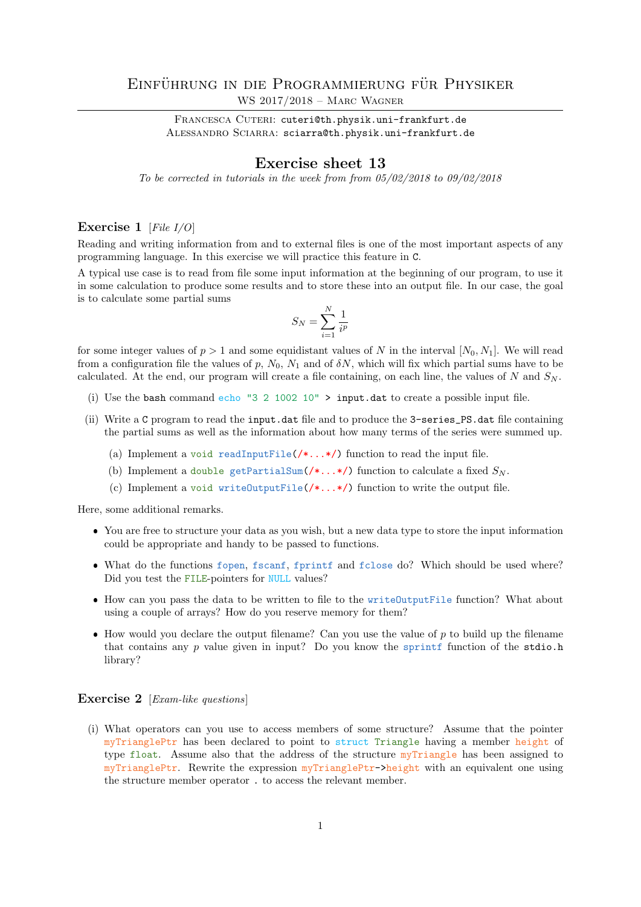# Einführung in die Programmierung für Physiker

WS 2017/2018 – Marc Wagner

Francesca Cuteri: cuteri@th.physik.uni-frankfurt.de
Alessandro Sciarra: sciarra@th.physik.uni-frankfurt.de

## Exercise sheet 13

*To be corrected in tutorials in the week from from 05/02/2018 to 09/02/2018*

### Exercise 1 [*File I/O*]

Reading and writing information from and to external files is one of the most important aspects of any programming language. In this exercise we will practice this feature in `C`.

A typical use case is to read from file some input information at the beginning of our program, to use it in some calculation to produce some results and to store these into an output file. In our case, the goal is to calculate some partial sums

$$S_N = \sum_{i=1}^{N} \frac{1}{i^p}$$

for some integer values of $p > 1$ and some equidistant values of $N$ in the interval $[N_0, N_1]$. We will read from a configuration file the values of $p$, $N_0$, $N_1$ and of $\delta N$, which will fix which partial sums have to be calculated. At the end, our program will create a file containing, on each line, the values of $N$ and $S_N$.

(i) Use the `bash` command `echo "3 2 1002 10" > input.dat` to create a possible input file.

(ii) Write a `C` program to read the `input.dat` file and to produce the `3-series_PS.dat` file containing the partial sums as well as the information about how many terms of the series were summed up.

  (a) Implement a `void readInputFile(/*...*/)` function to read the input file.

  (b) Implement a `double getPartialSum(/*...*/)` function to calculate a fixed $S_N$.

  (c) Implement a `void writeOutputFile(/*...*/)` function to write the output file.

Here, some additional remarks.

- You are free to structure your data as you wish, but a new data type to store the input information could be appropriate and handy to be passed to functions.
- What do the functions `fopen`, `fscanf`, `fprintf` and `fclose` do? Which should be used where? Did you test the `FILE`-pointers for `NULL` values?
- How can you pass the data to be written to file to the `writeOutputFile` function? What about using a couple of arrays? How do you reserve memory for them?
- How would you declare the output filename? Can you use the value of $p$ to build up the filename that contains any $p$ value given in input? Do you know the `sprintf` function of the `stdio.h` library?

### Exercise 2 [*Exam-like questions*]

(i) What operators can you use to access members of some structure? Assume that the pointer `myTrianglePtr` has been declared to point to `struct Triangle` having a member `height` of type `float`. Assume also that the address of the structure `myTriangle` has been assigned to `myTrianglePtr`. Rewrite the expression `myTrianglePtr->height` with an equivalent one using the structure member operator `.` to access the relevant member.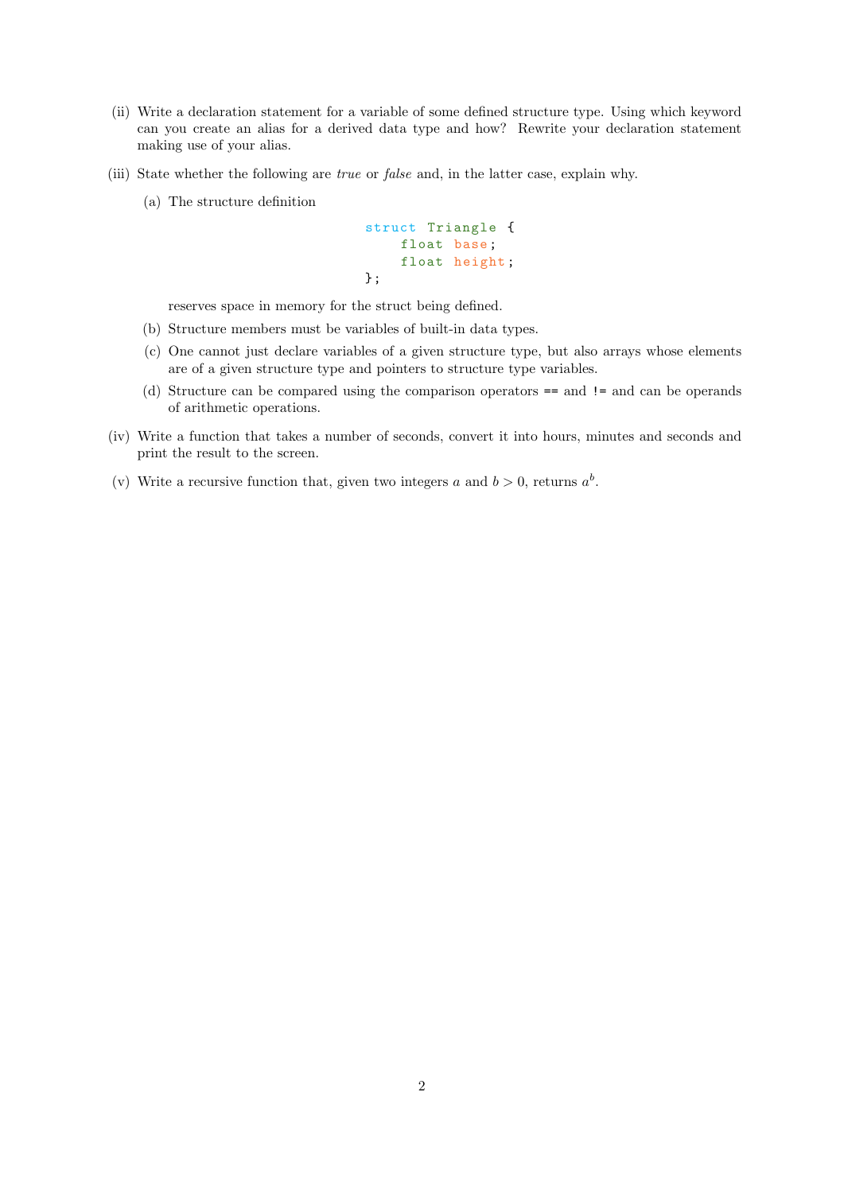(ii) Write a declaration statement for a variable of some defined structure type. Using which keyword can you create an alias for a derived data type and how? Rewrite your declaration statement making use of your alias.

(iii) State whether the following are *true* or *false* and, in the latter case, explain why.

   (a) The structure definition

   ```
   struct Triangle {
       float base;
       float height;
   };
   ```

   reserves space in memory for the struct being defined.

   (b) Structure members must be variables of built-in data types.

   (c) One cannot just declare variables of a given structure type, but also arrays whose elements are of a given structure type and pointers to structure type variables.

   (d) Structure can be compared using the comparison operators `==` and `!=` and can be operands of arithmetic operations.

(iv) Write a function that takes a number of seconds, convert it into hours, minutes and seconds and print the result to the screen.

(v) Write a recursive function that, given two integers $a$ and $b > 0$, returns $a^b$.